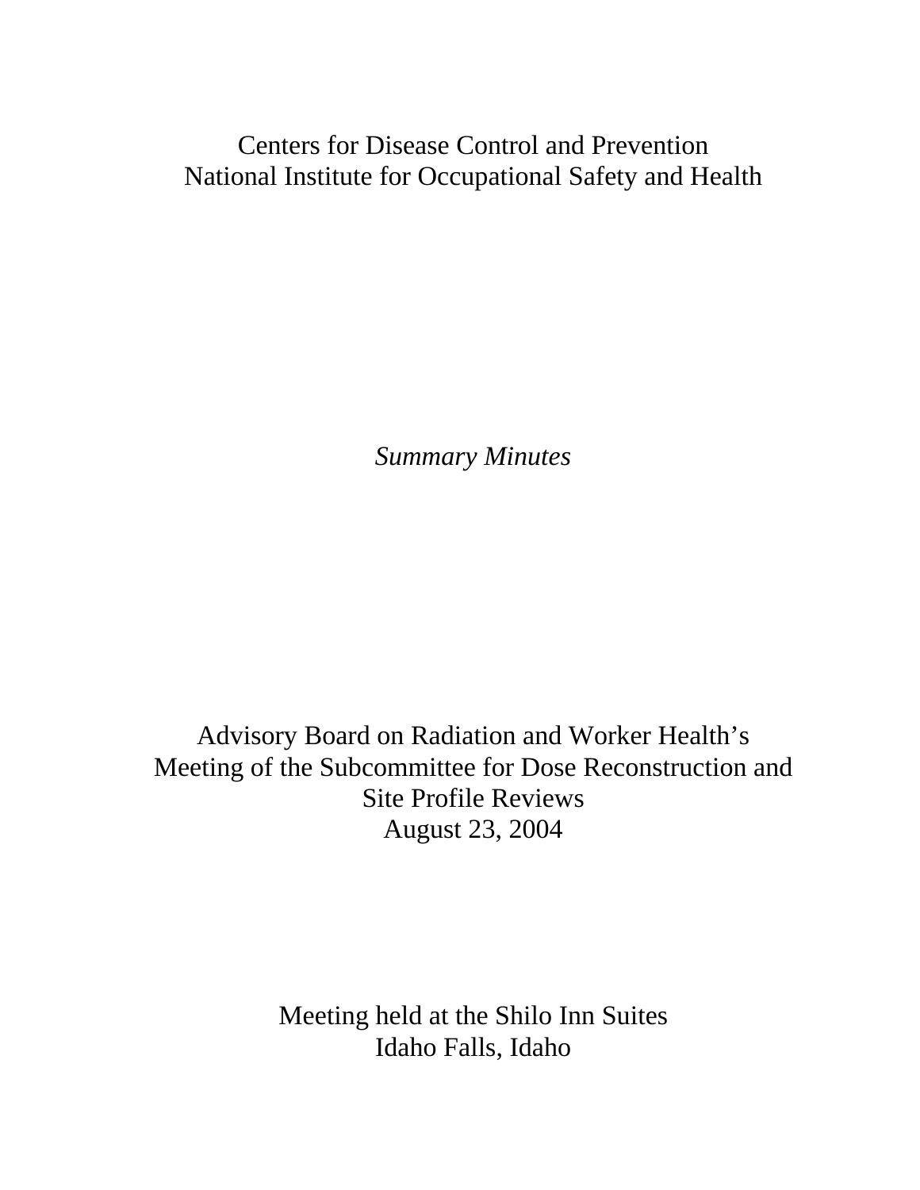Centers for Disease Control and Prevention
National Institute for Occupational Safety and Health

*Summary Minutes*

Advisory Board on Radiation and Worker Health's
Meeting of the Subcommittee for Dose Reconstruction and
Site Profile Reviews
August 23, 2004

Meeting held at the Shilo Inn Suites
Idaho Falls, Idaho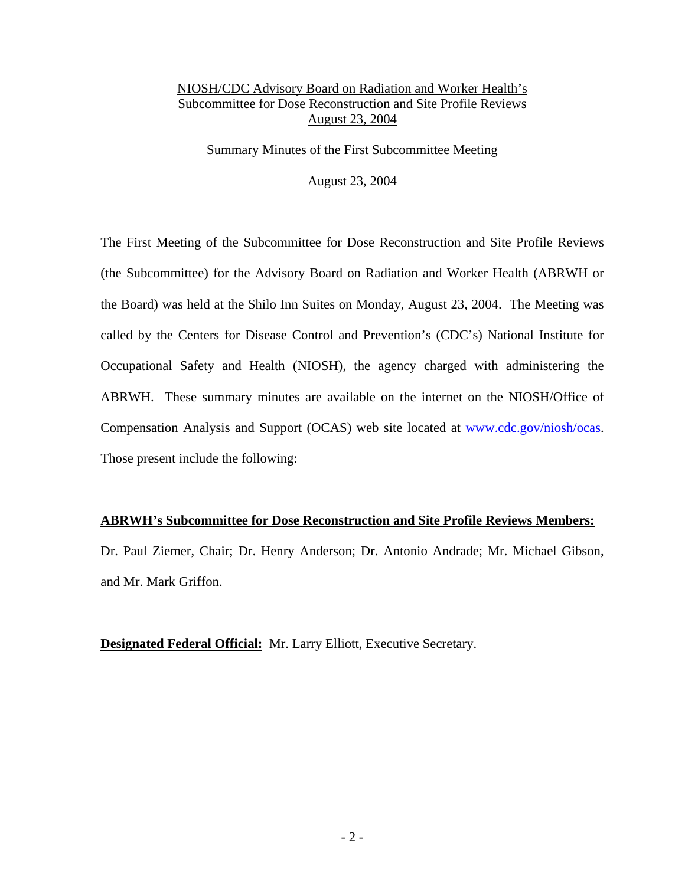NIOSH/CDC Advisory Board on Radiation and Worker Health's
Subcommittee for Dose Reconstruction and Site Profile Reviews
August 23, 2004

Summary Minutes of the First Subcommittee Meeting

August 23, 2004

The First Meeting of the Subcommittee for Dose Reconstruction and Site Profile Reviews (the Subcommittee) for the Advisory Board on Radiation and Worker Health (ABRWH or the Board) was held at the Shilo Inn Suites on Monday, August 23, 2004. The Meeting was called by the Centers for Disease Control and Prevention's (CDC's) National Institute for Occupational Safety and Health (NIOSH), the agency charged with administering the ABRWH. These summary minutes are available on the internet on the NIOSH/Office of Compensation Analysis and Support (OCAS) web site located at www.cdc.gov/niosh/ocas. Those present include the following:

**ABRWH's Subcommittee for Dose Reconstruction and Site Profile Reviews Members:**

Dr. Paul Ziemer, Chair; Dr. Henry Anderson; Dr. Antonio Andrade; Mr. Michael Gibson, and Mr. Mark Griffon.

**Designated Federal Official:** Mr. Larry Elliott, Executive Secretary.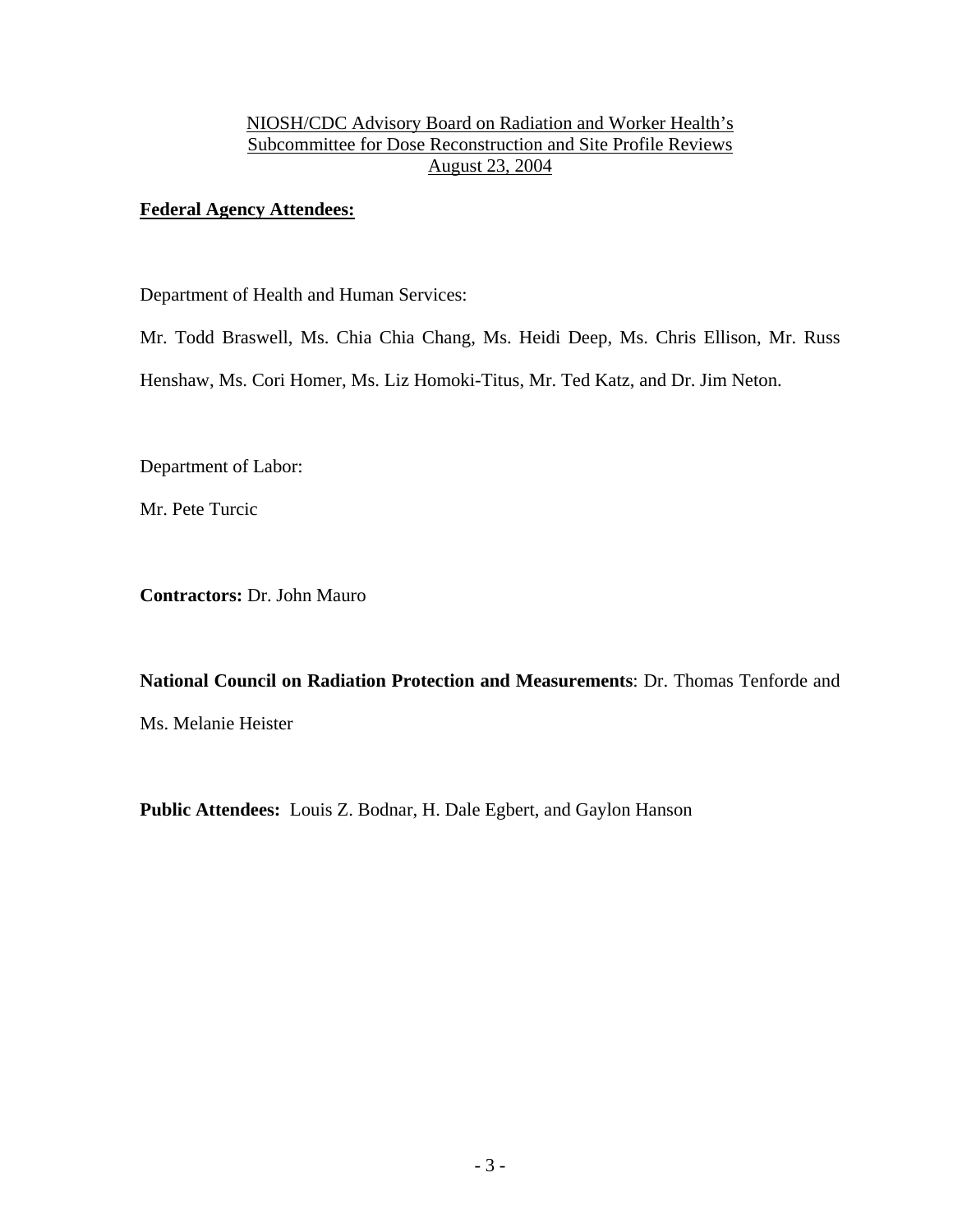NIOSH/CDC Advisory Board on Radiation and Worker Health's
Subcommittee for Dose Reconstruction and Site Profile Reviews
August 23, 2004

**Federal Agency Attendees:**

Department of Health and Human Services:

Mr. Todd Braswell, Ms. Chia Chia Chang, Ms. Heidi Deep, Ms. Chris Ellison, Mr. Russ Henshaw, Ms. Cori Homer, Ms. Liz Homoki-Titus, Mr. Ted Katz, and Dr. Jim Neton.

Department of Labor:

Mr. Pete Turcic

**Contractors:** Dr. John Mauro

**National Council on Radiation Protection and Measurements**: Dr. Thomas Tenforde and Ms. Melanie Heister

**Public Attendees:** Louis Z. Bodnar, H. Dale Egbert, and Gaylon Hanson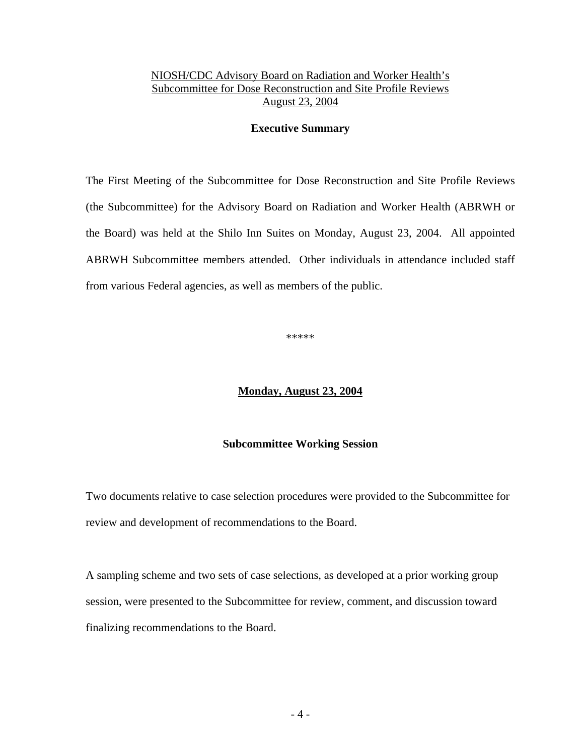NIOSH/CDC Advisory Board on Radiation and Worker Health's
Subcommittee for Dose Reconstruction and Site Profile Reviews
August 23, 2004

## Executive Summary

The First Meeting of the Subcommittee for Dose Reconstruction and Site Profile Reviews (the Subcommittee) for the Advisory Board on Radiation and Worker Health (ABRWH or the Board) was held at the Shilo Inn Suites on Monday, August 23, 2004. All appointed ABRWH Subcommittee members attended. Other individuals in attendance included staff from various Federal agencies, as well as members of the public.

*****

## Monday, August 23, 2004

### Subcommittee Working Session

Two documents relative to case selection procedures were provided to the Subcommittee for review and development of recommendations to the Board.

A sampling scheme and two sets of case selections, as developed at a prior working group session, were presented to the Subcommittee for review, comment, and discussion toward finalizing recommendations to the Board.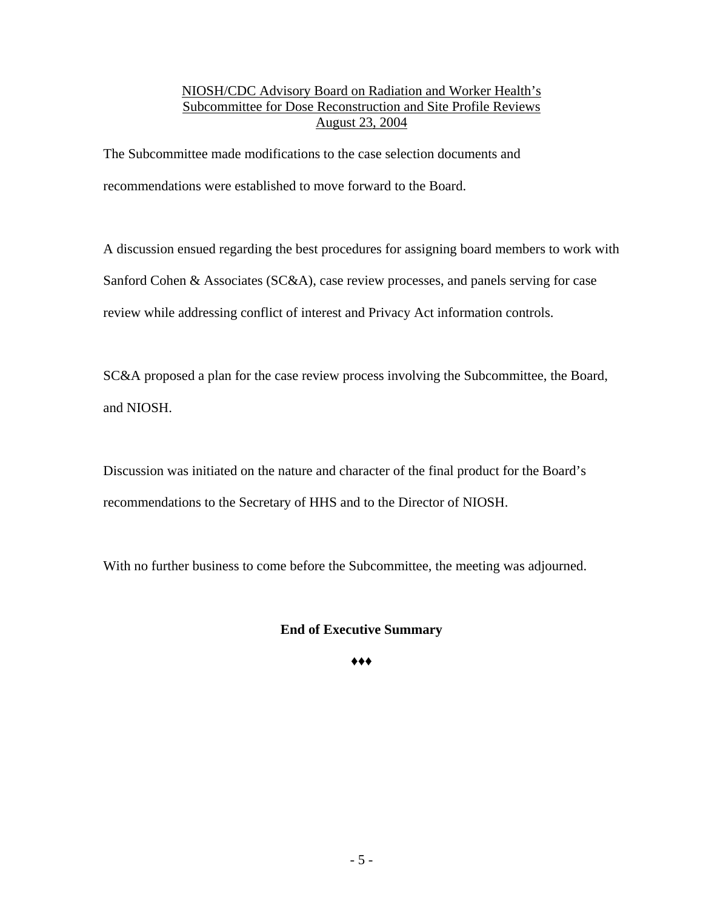NIOSH/CDC Advisory Board on Radiation and Worker Health's
Subcommittee for Dose Reconstruction and Site Profile Reviews
August 23, 2004

The Subcommittee made modifications to the case selection documents and recommendations were established to move forward to the Board.

A discussion ensued regarding the best procedures for assigning board members to work with Sanford Cohen & Associates (SC&A), case review processes, and panels serving for case review while addressing conflict of interest and Privacy Act information controls.

SC&A proposed a plan for the case review process involving the Subcommittee, the Board, and NIOSH.

Discussion was initiated on the nature and character of the final product for the Board's recommendations to the Secretary of HHS and to the Director of NIOSH.

With no further business to come before the Subcommittee, the meeting was adjourned.

**End of Executive Summary**

♦♦♦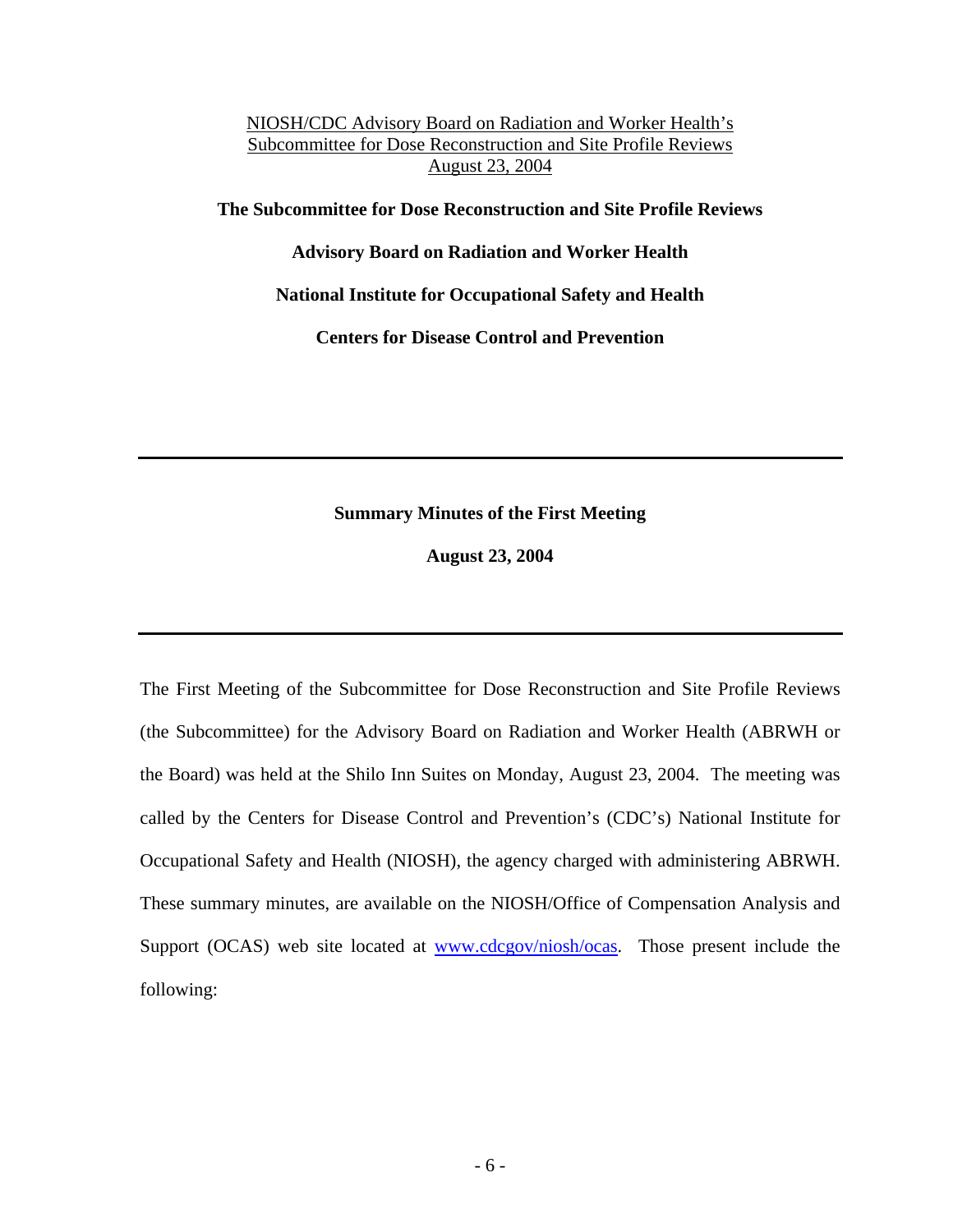NIOSH/CDC Advisory Board on Radiation and Worker Health's
Subcommittee for Dose Reconstruction and Site Profile Reviews
August 23, 2004

**The Subcommittee for Dose Reconstruction and Site Profile Reviews**

**Advisory Board on Radiation and Worker Health**

**National Institute for Occupational Safety and Health**

**Centers for Disease Control and Prevention**

---

**Summary Minutes of the First Meeting**

**August 23, 2004**

---

The First Meeting of the Subcommittee for Dose Reconstruction and Site Profile Reviews (the Subcommittee) for the Advisory Board on Radiation and Worker Health (ABRWH or the Board) was held at the Shilo Inn Suites on Monday, August 23, 2004. The meeting was called by the Centers for Disease Control and Prevention's (CDC's) National Institute for Occupational Safety and Health (NIOSH), the agency charged with administering ABRWH. These summary minutes, are available on the NIOSH/Office of Compensation Analysis and Support (OCAS) web site located at www.cdcgov/niosh/ocas. Those present include the following: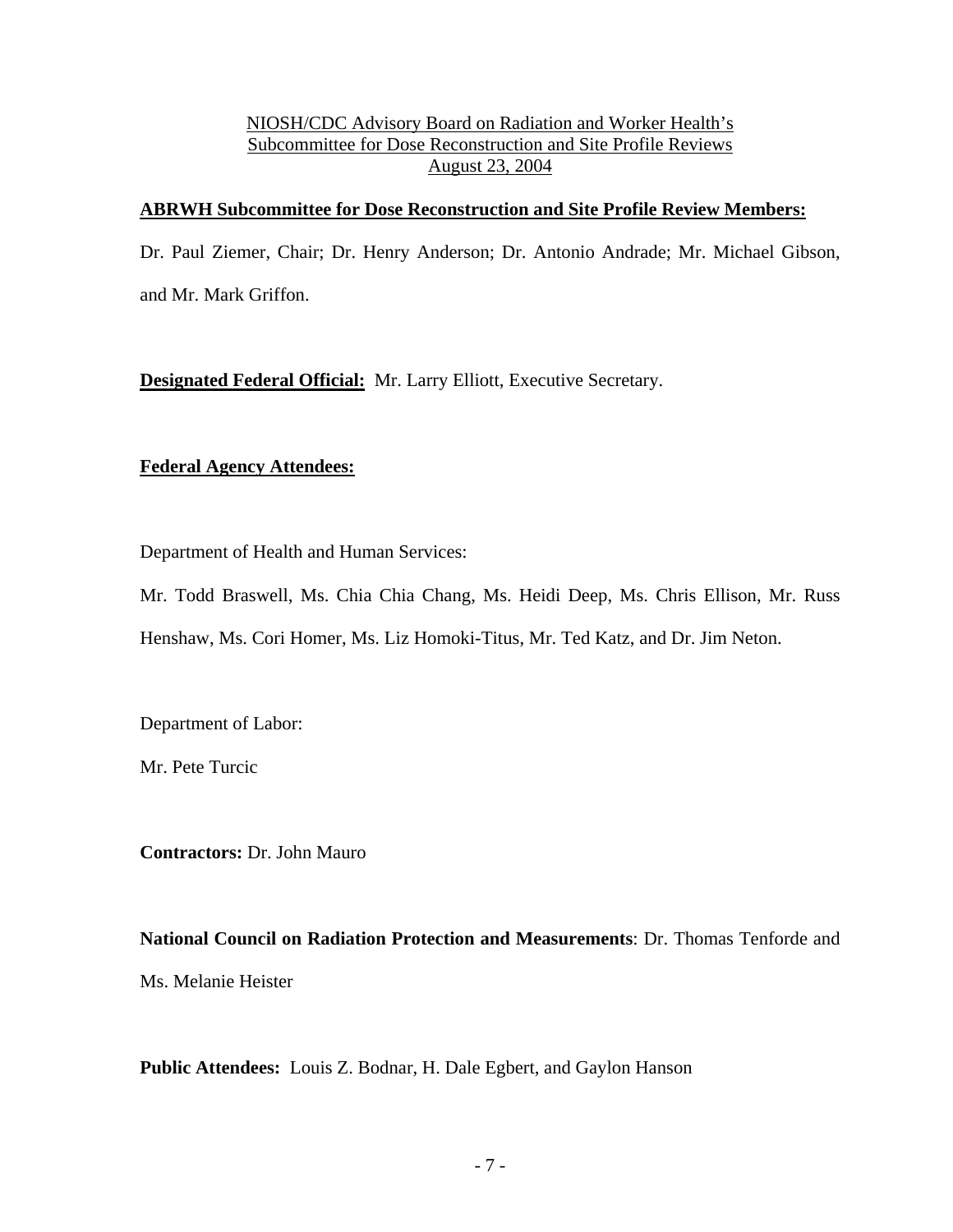NIOSH/CDC Advisory Board on Radiation and Worker Health's
Subcommittee for Dose Reconstruction and Site Profile Reviews
August 23, 2004

**ABRWH Subcommittee for Dose Reconstruction and Site Profile Review Members:**

Dr. Paul Ziemer, Chair; Dr. Henry Anderson; Dr. Antonio Andrade; Mr. Michael Gibson, and Mr. Mark Griffon.

**Designated Federal Official:** Mr. Larry Elliott, Executive Secretary.

**Federal Agency Attendees:**

Department of Health and Human Services:

Mr. Todd Braswell, Ms. Chia Chia Chang, Ms. Heidi Deep, Ms. Chris Ellison, Mr. Russ Henshaw, Ms. Cori Homer, Ms. Liz Homoki-Titus, Mr. Ted Katz, and Dr. Jim Neton.

Department of Labor:

Mr. Pete Turcic

**Contractors:** Dr. John Mauro

**National Council on Radiation Protection and Measurements**: Dr. Thomas Tenforde and Ms. Melanie Heister

**Public Attendees:** Louis Z. Bodnar, H. Dale Egbert, and Gaylon Hanson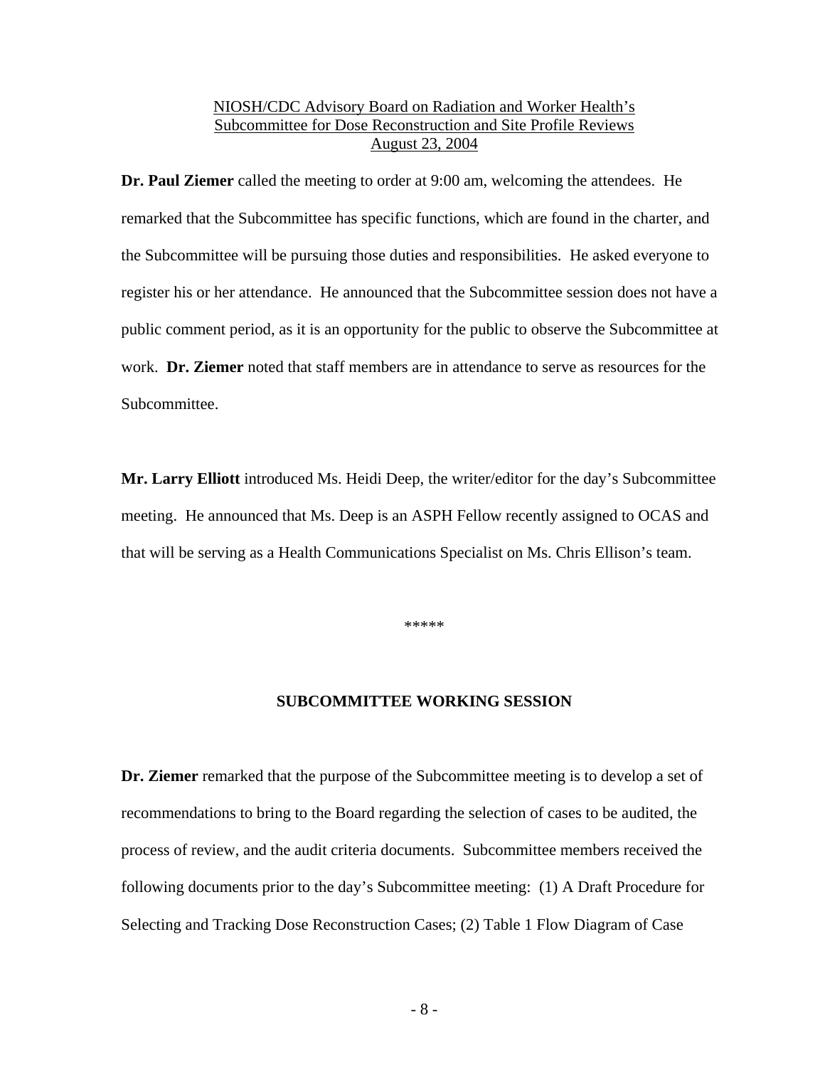NIOSH/CDC Advisory Board on Radiation and Worker Health's
Subcommittee for Dose Reconstruction and Site Profile Reviews
August 23, 2004

**Dr. Paul Ziemer** called the meeting to order at 9:00 am, welcoming the attendees. He remarked that the Subcommittee has specific functions, which are found in the charter, and the Subcommittee will be pursuing those duties and responsibilities. He asked everyone to register his or her attendance. He announced that the Subcommittee session does not have a public comment period, as it is an opportunity for the public to observe the Subcommittee at work. **Dr. Ziemer** noted that staff members are in attendance to serve as resources for the Subcommittee.

**Mr. Larry Elliott** introduced Ms. Heidi Deep, the writer/editor for the day's Subcommittee meeting. He announced that Ms. Deep is an ASPH Fellow recently assigned to OCAS and that will be serving as a Health Communications Specialist on Ms. Chris Ellison's team.

\*\*\*\*\*

## SUBCOMMITTEE WORKING SESSION

**Dr. Ziemer** remarked that the purpose of the Subcommittee meeting is to develop a set of recommendations to bring to the Board regarding the selection of cases to be audited, the process of review, and the audit criteria documents. Subcommittee members received the following documents prior to the day's Subcommittee meeting: (1) A Draft Procedure for Selecting and Tracking Dose Reconstruction Cases; (2) Table 1 Flow Diagram of Case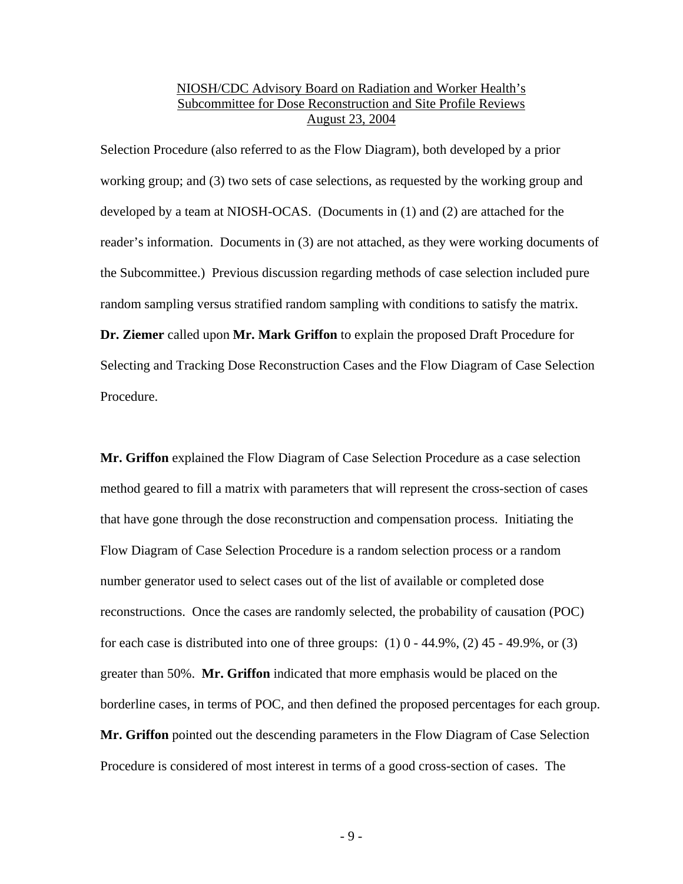Selection Procedure (also referred to as the Flow Diagram), both developed by a prior working group; and (3) two sets of case selections, as requested by the working group and developed by a team at NIOSH-OCAS. (Documents in (1) and (2) are attached for the reader's information. Documents in (3) are not attached, as they were working documents of the Subcommittee.) Previous discussion regarding methods of case selection included pure random sampling versus stratified random sampling with conditions to satisfy the matrix. **Dr. Ziemer** called upon **Mr. Mark Griffon** to explain the proposed Draft Procedure for Selecting and Tracking Dose Reconstruction Cases and the Flow Diagram of Case Selection Procedure.

**Mr. Griffon** explained the Flow Diagram of Case Selection Procedure as a case selection method geared to fill a matrix with parameters that will represent the cross-section of cases that have gone through the dose reconstruction and compensation process. Initiating the Flow Diagram of Case Selection Procedure is a random selection process or a random number generator used to select cases out of the list of available or completed dose reconstructions. Once the cases are randomly selected, the probability of causation (POC) for each case is distributed into one of three groups: (1) 0 - 44.9%, (2) 45 - 49.9%, or (3) greater than 50%. **Mr. Griffon** indicated that more emphasis would be placed on the borderline cases, in terms of POC, and then defined the proposed percentages for each group. **Mr. Griffon** pointed out the descending parameters in the Flow Diagram of Case Selection Procedure is considered of most interest in terms of a good cross-section of cases. The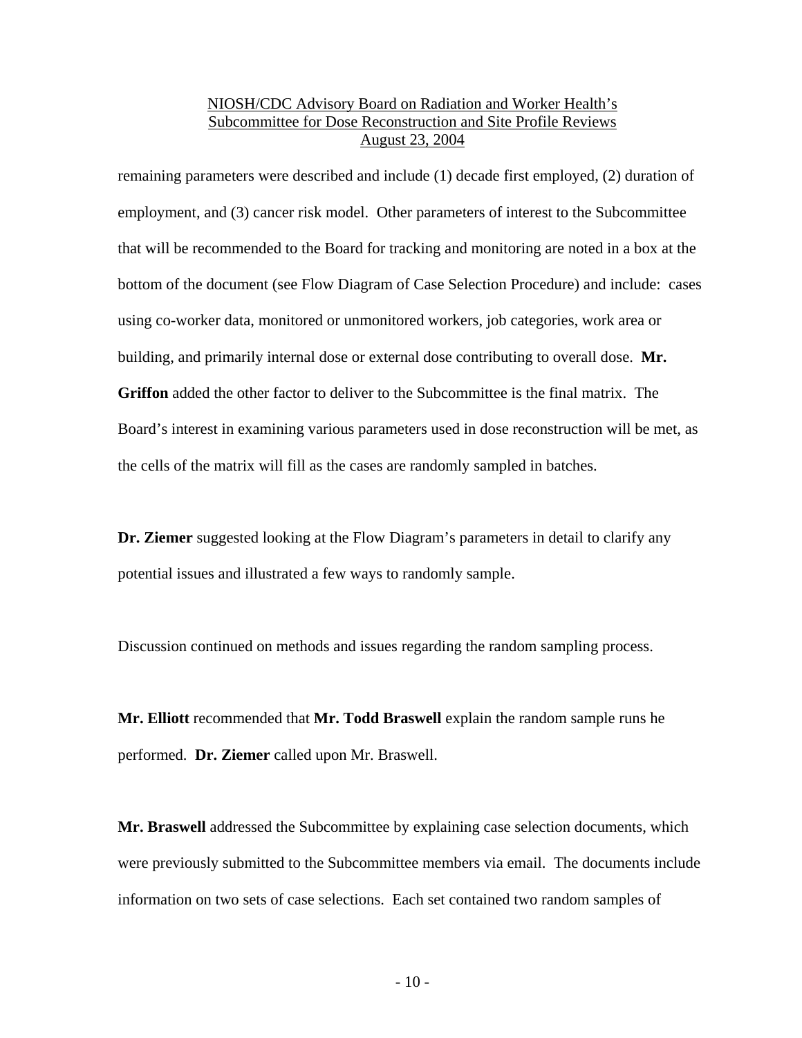remaining parameters were described and include (1) decade first employed, (2) duration of employment, and (3) cancer risk model. Other parameters of interest to the Subcommittee that will be recommended to the Board for tracking and monitoring are noted in a box at the bottom of the document (see Flow Diagram of Case Selection Procedure) and include: cases using co-worker data, monitored or unmonitored workers, job categories, work area or building, and primarily internal dose or external dose contributing to overall dose. **Mr. Griffon** added the other factor to deliver to the Subcommittee is the final matrix. The Board's interest in examining various parameters used in dose reconstruction will be met, as the cells of the matrix will fill as the cases are randomly sampled in batches.

**Dr. Ziemer** suggested looking at the Flow Diagram's parameters in detail to clarify any potential issues and illustrated a few ways to randomly sample.

Discussion continued on methods and issues regarding the random sampling process.

**Mr. Elliott** recommended that **Mr. Todd Braswell** explain the random sample runs he performed. **Dr. Ziemer** called upon Mr. Braswell.

**Mr. Braswell** addressed the Subcommittee by explaining case selection documents, which were previously submitted to the Subcommittee members via email. The documents include information on two sets of case selections. Each set contained two random samples of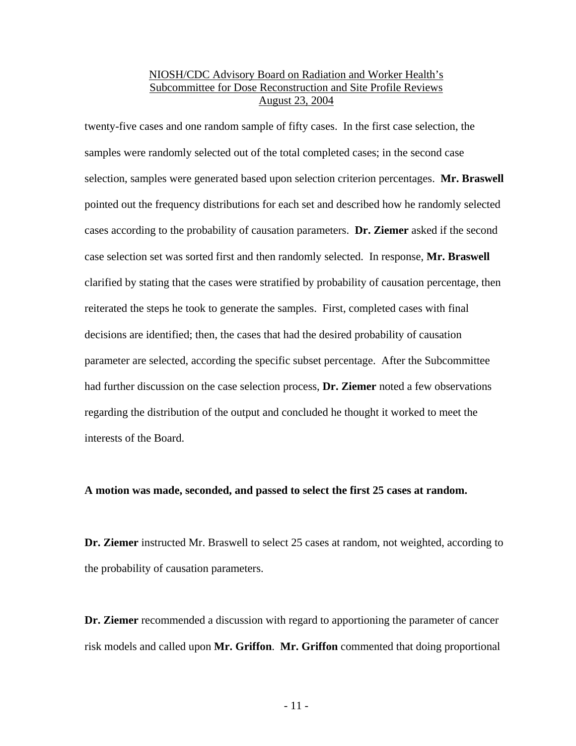twenty-five cases and one random sample of fifty cases. In the first case selection, the samples were randomly selected out of the total completed cases; in the second case selection, samples were generated based upon selection criterion percentages. **Mr. Braswell** pointed out the frequency distributions for each set and described how he randomly selected cases according to the probability of causation parameters. **Dr. Ziemer** asked if the second case selection set was sorted first and then randomly selected. In response, **Mr. Braswell** clarified by stating that the cases were stratified by probability of causation percentage, then reiterated the steps he took to generate the samples. First, completed cases with final decisions are identified; then, the cases that had the desired probability of causation parameter are selected, according the specific subset percentage. After the Subcommittee had further discussion on the case selection process, **Dr. Ziemer** noted a few observations regarding the distribution of the output and concluded he thought it worked to meet the interests of the Board.

**A motion was made, seconded, and passed to select the first 25 cases at random.**

**Dr. Ziemer** instructed Mr. Braswell to select 25 cases at random, not weighted, according to the probability of causation parameters.

**Dr. Ziemer** recommended a discussion with regard to apportioning the parameter of cancer risk models and called upon **Mr. Griffon**. **Mr. Griffon** commented that doing proportional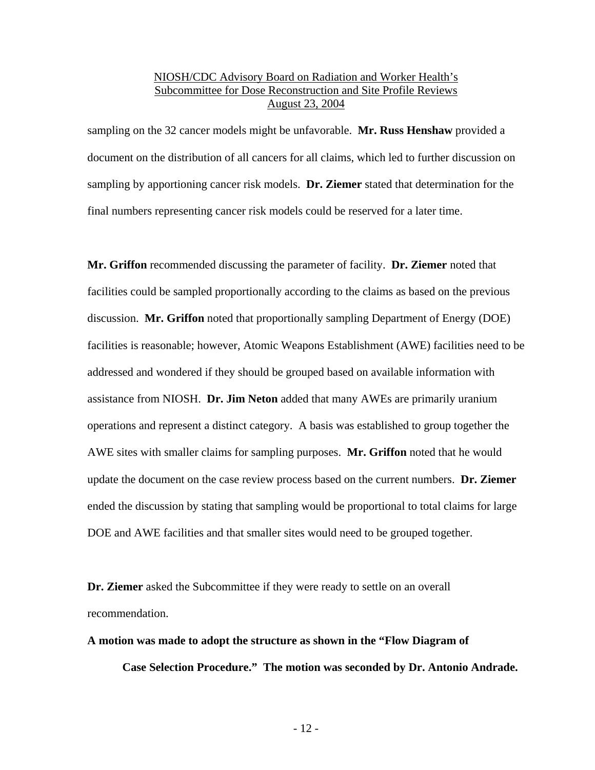sampling on the 32 cancer models might be unfavorable. **Mr. Russ Henshaw** provided a document on the distribution of all cancers for all claims, which led to further discussion on sampling by apportioning cancer risk models. **Dr. Ziemer** stated that determination for the final numbers representing cancer risk models could be reserved for a later time.

**Mr. Griffon** recommended discussing the parameter of facility. **Dr. Ziemer** noted that facilities could be sampled proportionally according to the claims as based on the previous discussion. **Mr. Griffon** noted that proportionally sampling Department of Energy (DOE) facilities is reasonable; however, Atomic Weapons Establishment (AWE) facilities need to be addressed and wondered if they should be grouped based on available information with assistance from NIOSH. **Dr. Jim Neton** added that many AWEs are primarily uranium operations and represent a distinct category. A basis was established to group together the AWE sites with smaller claims for sampling purposes. **Mr. Griffon** noted that he would update the document on the case review process based on the current numbers. **Dr. Ziemer** ended the discussion by stating that sampling would be proportional to total claims for large DOE and AWE facilities and that smaller sites would need to be grouped together.

**Dr. Ziemer** asked the Subcommittee if they were ready to settle on an overall recommendation.

**A motion was made to adopt the structure as shown in the "Flow Diagram of Case Selection Procedure." The motion was seconded by Dr. Antonio Andrade.**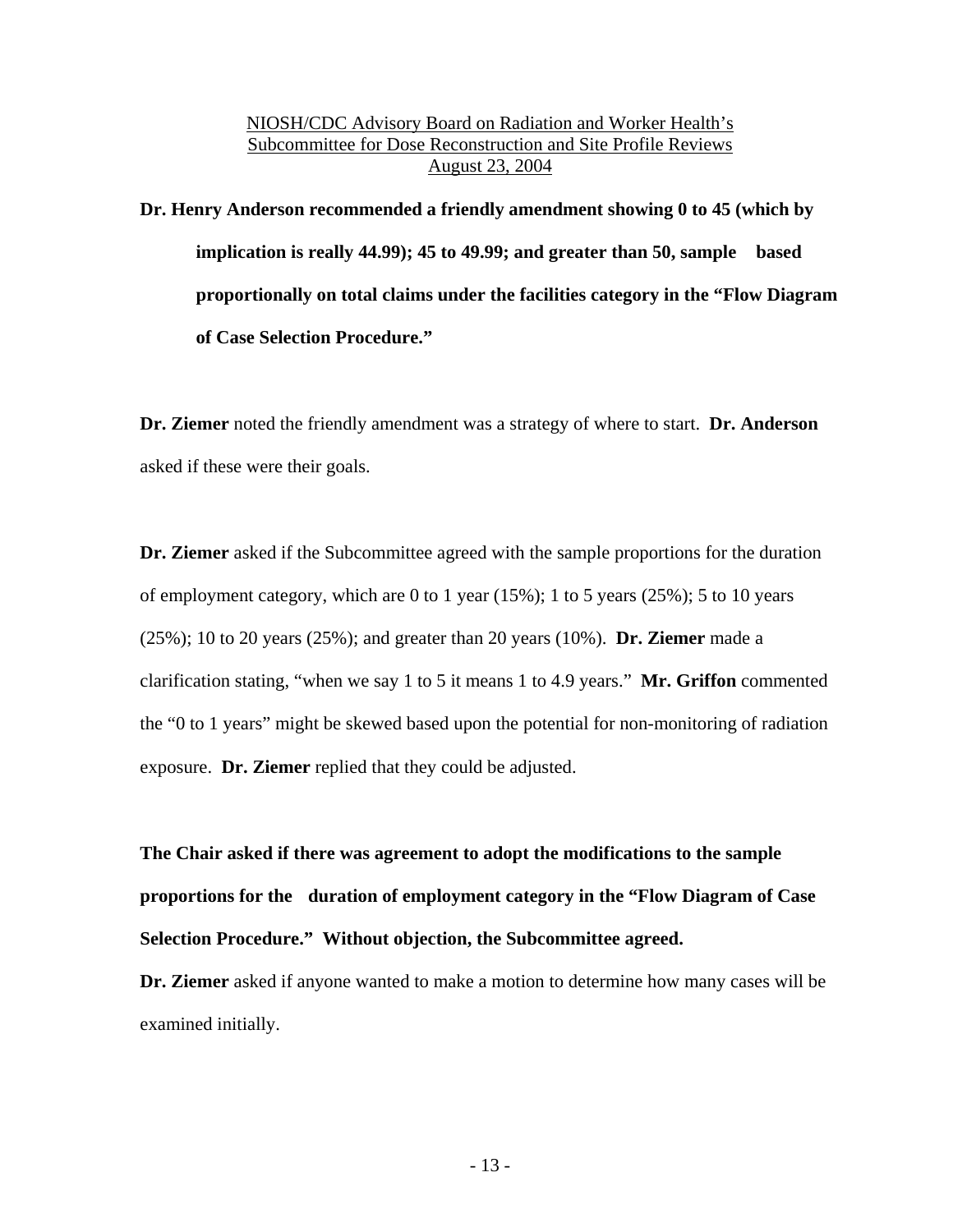**Dr. Henry Anderson recommended a friendly amendment showing 0 to 45 (which by implication is really 44.99); 45 to 49.99; and greater than 50, sample based proportionally on total claims under the facilities category in the "Flow Diagram of Case Selection Procedure."**

**Dr. Ziemer** noted the friendly amendment was a strategy of where to start. **Dr. Anderson** asked if these were their goals.

**Dr. Ziemer** asked if the Subcommittee agreed with the sample proportions for the duration of employment category, which are 0 to 1 year (15%); 1 to 5 years (25%); 5 to 10 years (25%); 10 to 20 years (25%); and greater than 20 years (10%). **Dr. Ziemer** made a clarification stating, "when we say 1 to 5 it means 1 to 4.9 years." **Mr. Griffon** commented the "0 to 1 years" might be skewed based upon the potential for non-monitoring of radiation exposure. **Dr. Ziemer** replied that they could be adjusted.

**The Chair asked if there was agreement to adopt the modifications to the sample proportions for the duration of employment category in the "Flow Diagram of Case Selection Procedure." Without objection, the Subcommittee agreed.**

**Dr. Ziemer** asked if anyone wanted to make a motion to determine how many cases will be examined initially.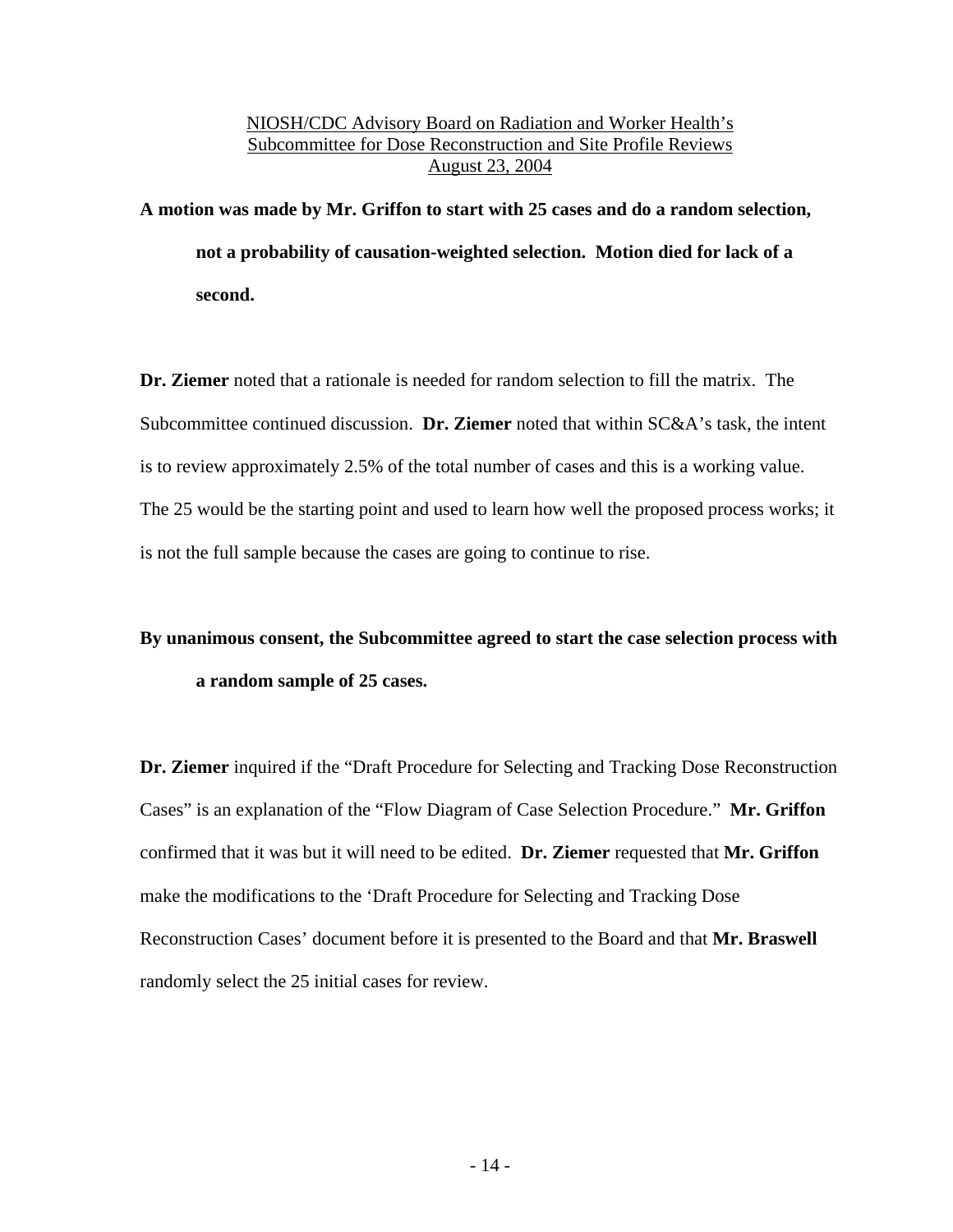**A motion was made by Mr. Griffon to start with 25 cases and do a random selection, not a probability of causation-weighted selection. Motion died for lack of a second.**

**Dr. Ziemer** noted that a rationale is needed for random selection to fill the matrix. The Subcommittee continued discussion. **Dr. Ziemer** noted that within SC&A's task, the intent is to review approximately 2.5% of the total number of cases and this is a working value. The 25 would be the starting point and used to learn how well the proposed process works; it is not the full sample because the cases are going to continue to rise.

**By unanimous consent, the Subcommittee agreed to start the case selection process with a random sample of 25 cases.**

**Dr. Ziemer** inquired if the "Draft Procedure for Selecting and Tracking Dose Reconstruction Cases" is an explanation of the "Flow Diagram of Case Selection Procedure." **Mr. Griffon** confirmed that it was but it will need to be edited. **Dr. Ziemer** requested that **Mr. Griffon** make the modifications to the 'Draft Procedure for Selecting and Tracking Dose Reconstruction Cases' document before it is presented to the Board and that **Mr. Braswell** randomly select the 25 initial cases for review.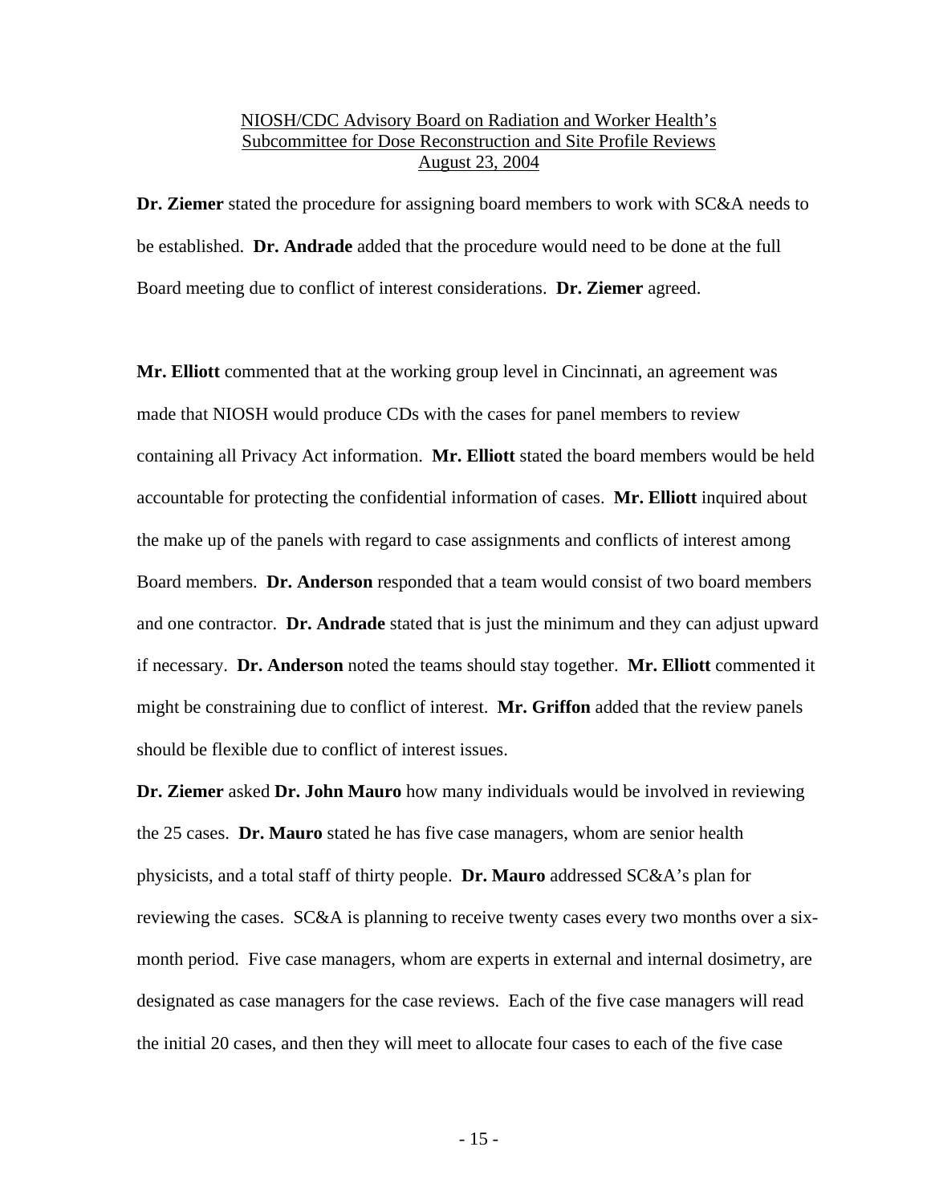**Dr. Ziemer** stated the procedure for assigning board members to work with SC&A needs to be established. **Dr. Andrade** added that the procedure would need to be done at the full Board meeting due to conflict of interest considerations. **Dr. Ziemer** agreed.

**Mr. Elliott** commented that at the working group level in Cincinnati, an agreement was made that NIOSH would produce CDs with the cases for panel members to review containing all Privacy Act information. **Mr. Elliott** stated the board members would be held accountable for protecting the confidential information of cases. **Mr. Elliott** inquired about the make up of the panels with regard to case assignments and conflicts of interest among Board members. **Dr. Anderson** responded that a team would consist of two board members and one contractor. **Dr. Andrade** stated that is just the minimum and they can adjust upward if necessary. **Dr. Anderson** noted the teams should stay together. **Mr. Elliott** commented it might be constraining due to conflict of interest. **Mr. Griffon** added that the review panels should be flexible due to conflict of interest issues.

**Dr. Ziemer** asked **Dr. John Mauro** how many individuals would be involved in reviewing the 25 cases. **Dr. Mauro** stated he has five case managers, whom are senior health physicists, and a total staff of thirty people. **Dr. Mauro** addressed SC&A's plan for reviewing the cases. SC&A is planning to receive twenty cases every two months over a six-month period. Five case managers, whom are experts in external and internal dosimetry, are designated as case managers for the case reviews. Each of the five case managers will read the initial 20 cases, and then they will meet to allocate four cases to each of the five case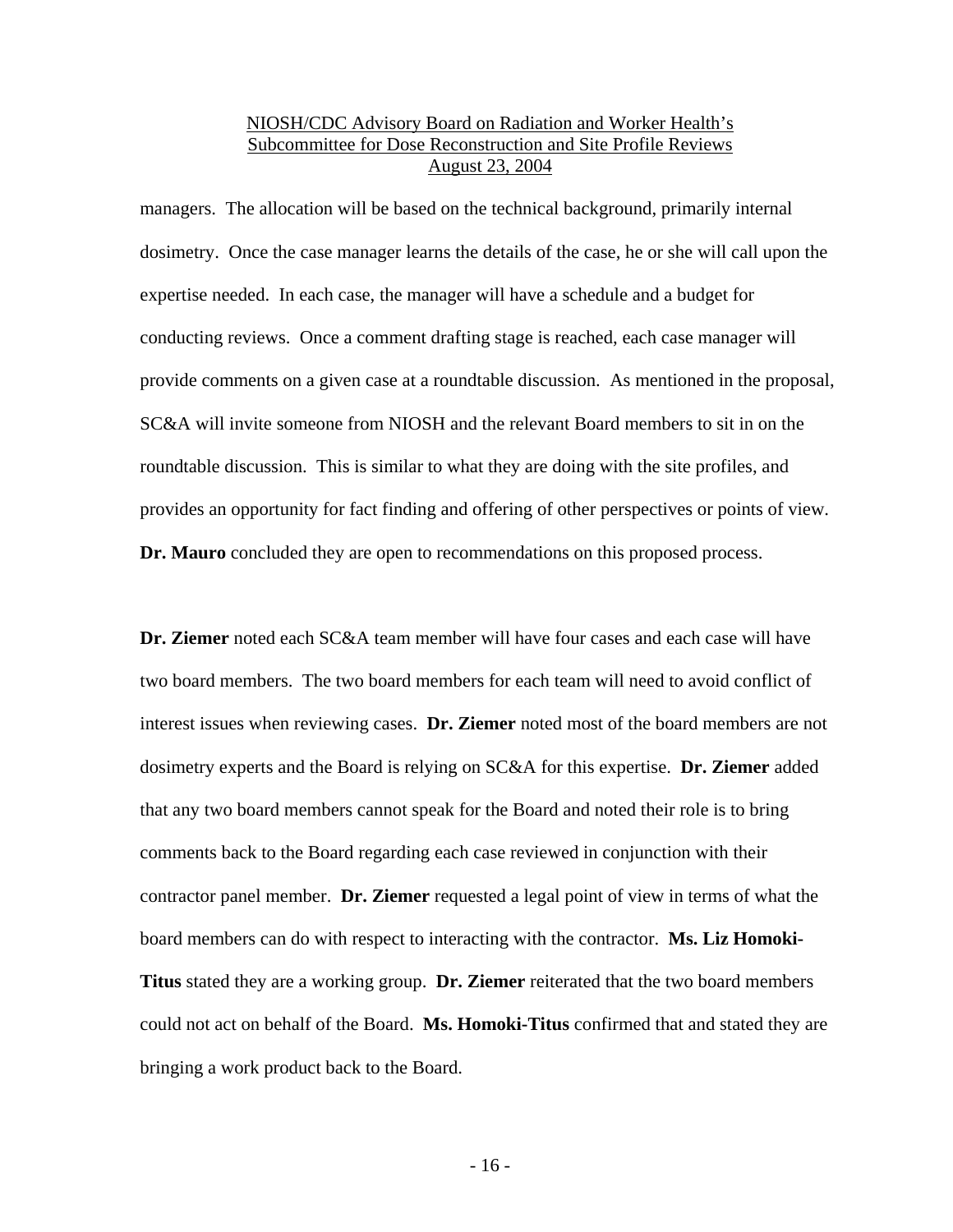managers. The allocation will be based on the technical background, primarily internal dosimetry. Once the case manager learns the details of the case, he or she will call upon the expertise needed. In each case, the manager will have a schedule and a budget for conducting reviews. Once a comment drafting stage is reached, each case manager will provide comments on a given case at a roundtable discussion. As mentioned in the proposal, SC&A will invite someone from NIOSH and the relevant Board members to sit in on the roundtable discussion. This is similar to what they are doing with the site profiles, and provides an opportunity for fact finding and offering of other perspectives or points of view. **Dr. Mauro** concluded they are open to recommendations on this proposed process.

**Dr. Ziemer** noted each SC&A team member will have four cases and each case will have two board members. The two board members for each team will need to avoid conflict of interest issues when reviewing cases. **Dr. Ziemer** noted most of the board members are not dosimetry experts and the Board is relying on SC&A for this expertise. **Dr. Ziemer** added that any two board members cannot speak for the Board and noted their role is to bring comments back to the Board regarding each case reviewed in conjunction with their contractor panel member. **Dr. Ziemer** requested a legal point of view in terms of what the board members can do with respect to interacting with the contractor. **Ms. Liz Homoki-Titus** stated they are a working group. **Dr. Ziemer** reiterated that the two board members could not act on behalf of the Board. **Ms. Homoki-Titus** confirmed that and stated they are bringing a work product back to the Board.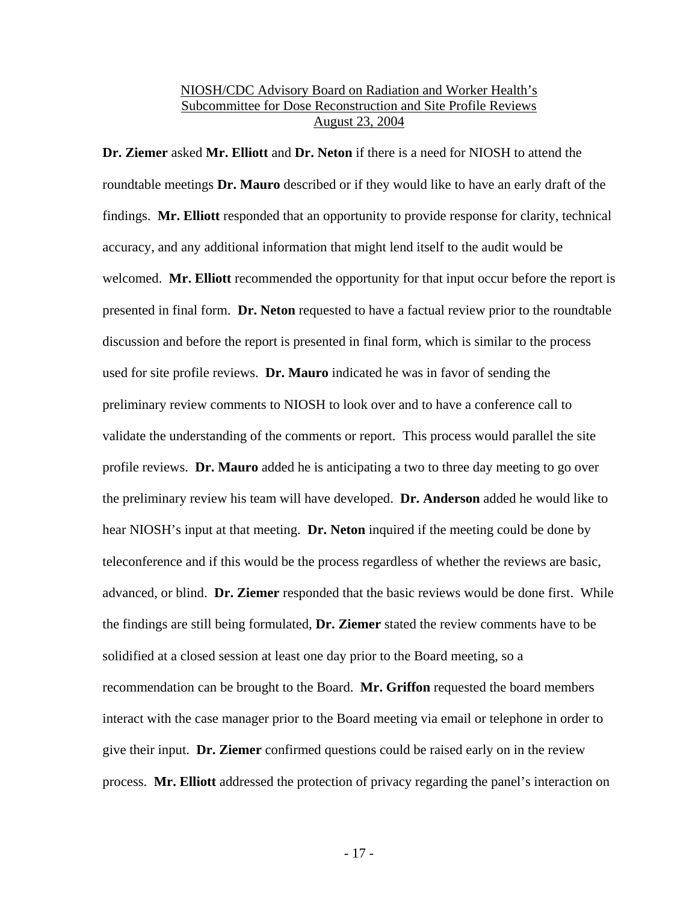**Dr. Ziemer** asked **Mr. Elliott** and **Dr. Neton** if there is a need for NIOSH to attend the roundtable meetings **Dr. Mauro** described or if they would like to have an early draft of the findings. **Mr. Elliott** responded that an opportunity to provide response for clarity, technical accuracy, and any additional information that might lend itself to the audit would be welcomed. **Mr. Elliott** recommended the opportunity for that input occur before the report is presented in final form. **Dr. Neton** requested to have a factual review prior to the roundtable discussion and before the report is presented in final form, which is similar to the process used for site profile reviews. **Dr. Mauro** indicated he was in favor of sending the preliminary review comments to NIOSH to look over and to have a conference call to validate the understanding of the comments or report. This process would parallel the site profile reviews. **Dr. Mauro** added he is anticipating a two to three day meeting to go over the preliminary review his team will have developed. **Dr. Anderson** added he would like to hear NIOSH's input at that meeting. **Dr. Neton** inquired if the meeting could be done by teleconference and if this would be the process regardless of whether the reviews are basic, advanced, or blind. **Dr. Ziemer** responded that the basic reviews would be done first. While the findings are still being formulated, **Dr. Ziemer** stated the review comments have to be solidified at a closed session at least one day prior to the Board meeting, so a recommendation can be brought to the Board. **Mr. Griffon** requested the board members interact with the case manager prior to the Board meeting via email or telephone in order to give their input. **Dr. Ziemer** confirmed questions could be raised early on in the review process. **Mr. Elliott** addressed the protection of privacy regarding the panel's interaction on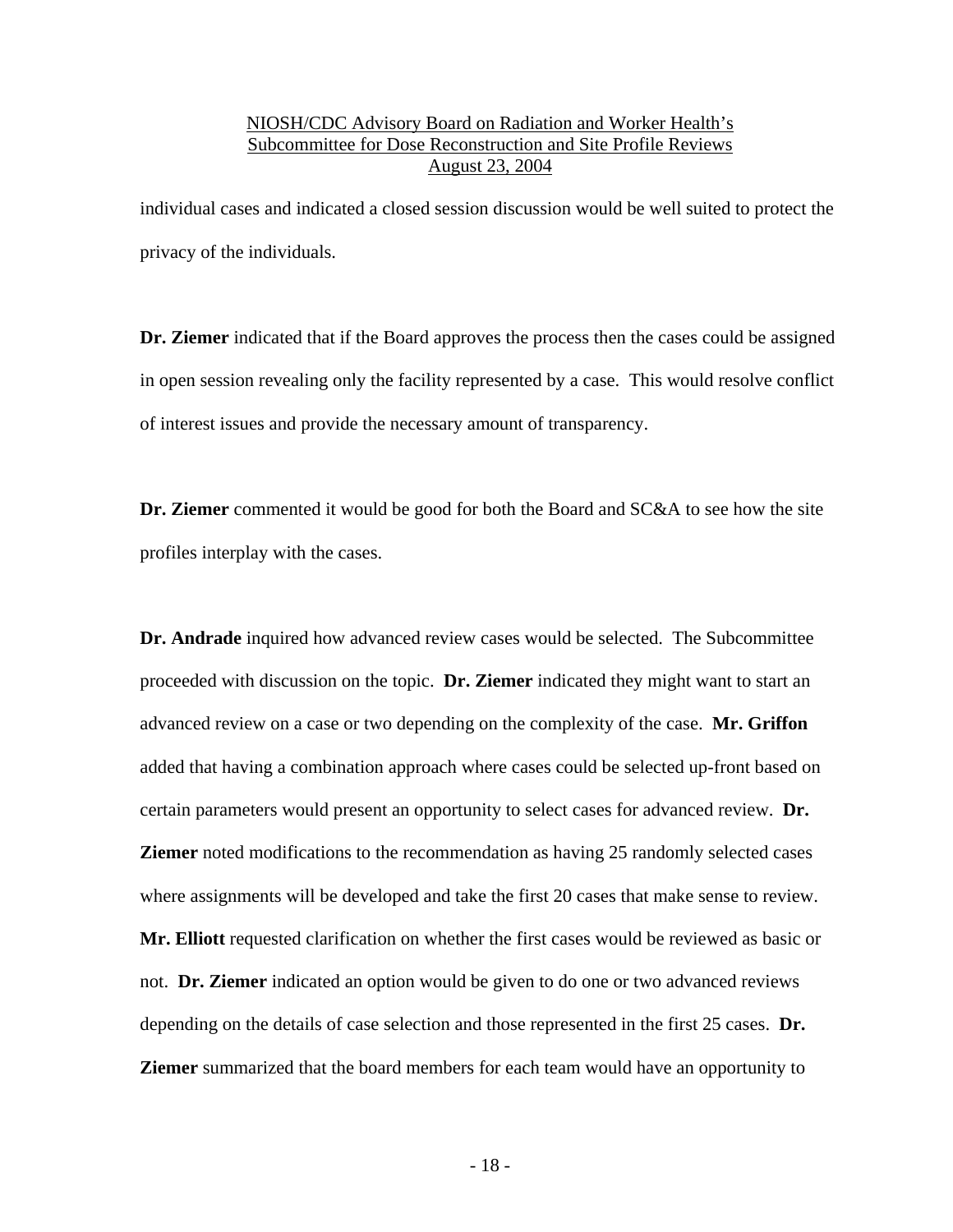individual cases and indicated a closed session discussion would be well suited to protect the privacy of the individuals.

**Dr. Ziemer** indicated that if the Board approves the process then the cases could be assigned in open session revealing only the facility represented by a case. This would resolve conflict of interest issues and provide the necessary amount of transparency.

**Dr. Ziemer** commented it would be good for both the Board and SC&A to see how the site profiles interplay with the cases.

**Dr. Andrade** inquired how advanced review cases would be selected. The Subcommittee proceeded with discussion on the topic. **Dr. Ziemer** indicated they might want to start an advanced review on a case or two depending on the complexity of the case. **Mr. Griffon** added that having a combination approach where cases could be selected up-front based on certain parameters would present an opportunity to select cases for advanced review. **Dr. Ziemer** noted modifications to the recommendation as having 25 randomly selected cases where assignments will be developed and take the first 20 cases that make sense to review. **Mr. Elliott** requested clarification on whether the first cases would be reviewed as basic or not. **Dr. Ziemer** indicated an option would be given to do one or two advanced reviews depending on the details of case selection and those represented in the first 25 cases. **Dr. Ziemer** summarized that the board members for each team would have an opportunity to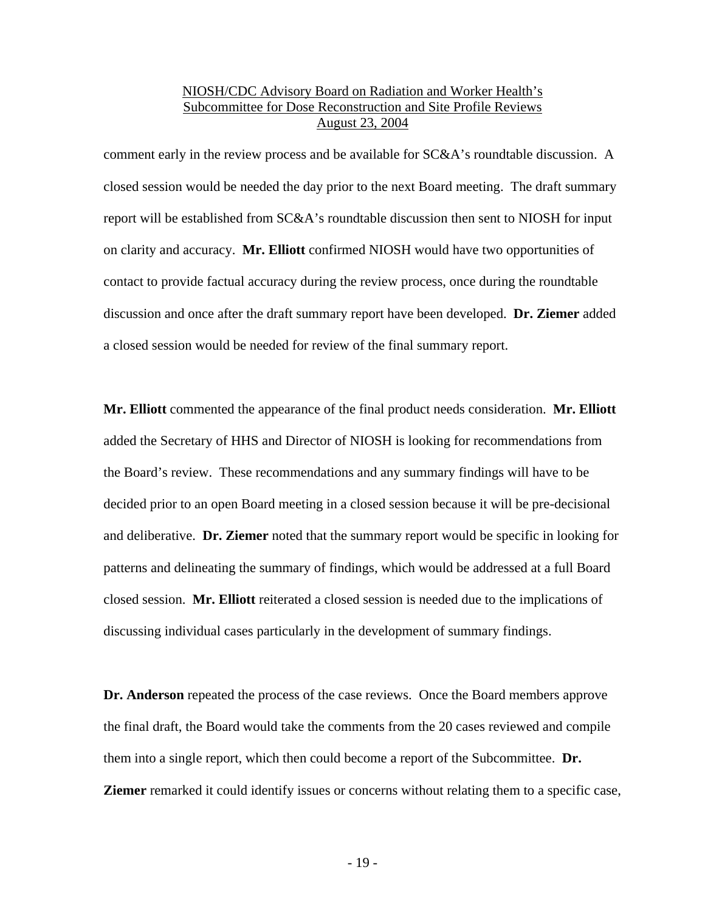comment early in the review process and be available for SC&A's roundtable discussion. A closed session would be needed the day prior to the next Board meeting. The draft summary report will be established from SC&A's roundtable discussion then sent to NIOSH for input on clarity and accuracy. **Mr. Elliott** confirmed NIOSH would have two opportunities of contact to provide factual accuracy during the review process, once during the roundtable discussion and once after the draft summary report have been developed. **Dr. Ziemer** added a closed session would be needed for review of the final summary report.

**Mr. Elliott** commented the appearance of the final product needs consideration. **Mr. Elliott** added the Secretary of HHS and Director of NIOSH is looking for recommendations from the Board's review. These recommendations and any summary findings will have to be decided prior to an open Board meeting in a closed session because it will be pre-decisional and deliberative. **Dr. Ziemer** noted that the summary report would be specific in looking for patterns and delineating the summary of findings, which would be addressed at a full Board closed session. **Mr. Elliott** reiterated a closed session is needed due to the implications of discussing individual cases particularly in the development of summary findings.

**Dr. Anderson** repeated the process of the case reviews. Once the Board members approve the final draft, the Board would take the comments from the 20 cases reviewed and compile them into a single report, which then could become a report of the Subcommittee. **Dr. Ziemer** remarked it could identify issues or concerns without relating them to a specific case,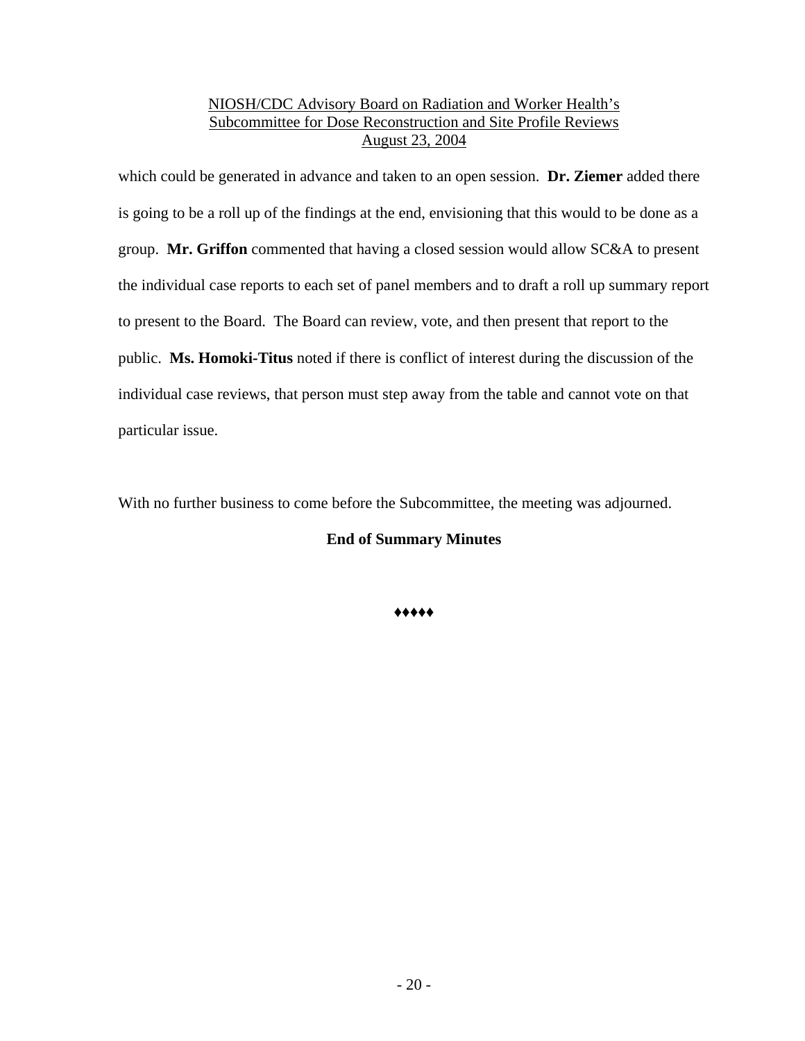which could be generated in advance and taken to an open session. **Dr. Ziemer** added there is going to be a roll up of the findings at the end, envisioning that this would to be done as a group. **Mr. Griffon** commented that having a closed session would allow SC&A to present the individual case reports to each set of panel members and to draft a roll up summary report to present to the Board. The Board can review, vote, and then present that report to the public. **Ms. Homoki-Titus** noted if there is conflict of interest during the discussion of the individual case reviews, that person must step away from the table and cannot vote on that particular issue.

With no further business to come before the Subcommittee, the meeting was adjourned.

**End of Summary Minutes**

♦♦♦♦♦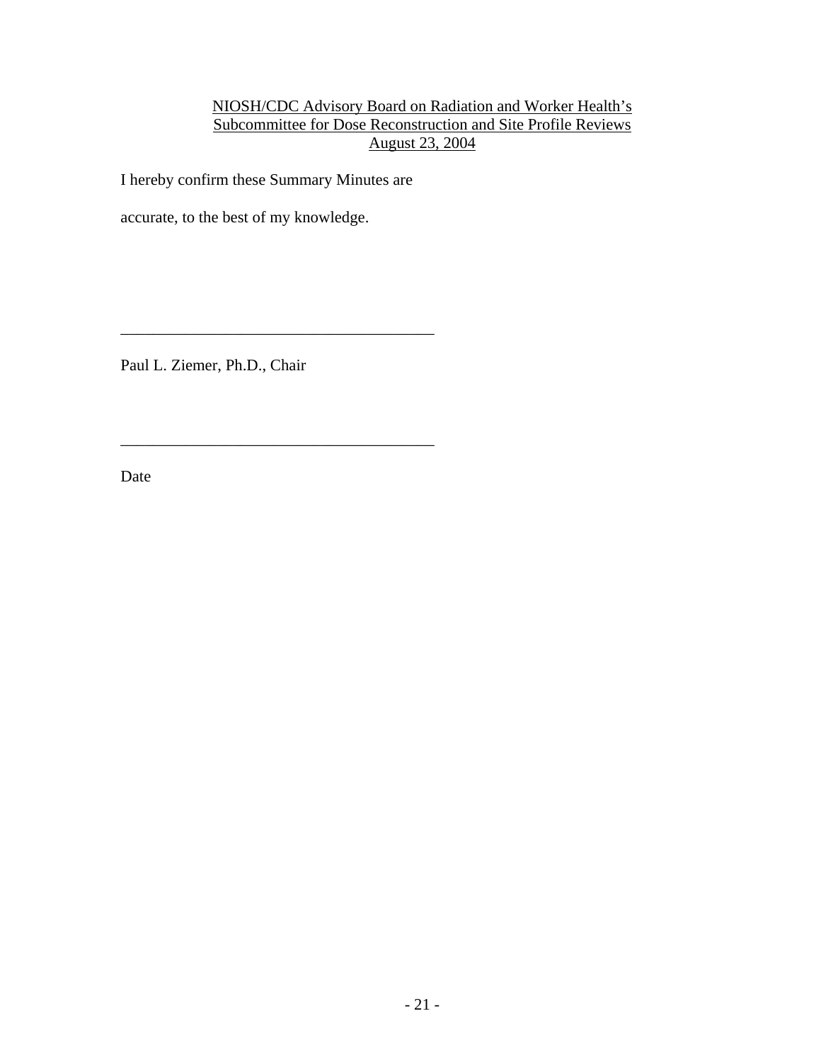NIOSH/CDC Advisory Board on Radiation and Worker Health's
Subcommittee for Dose Reconstruction and Site Profile Reviews
August 23, 2004

I hereby confirm these Summary Minutes are

accurate, to the best of my knowledge.

_______________________________________

Paul L. Ziemer, Ph.D., Chair

_______________________________________

Date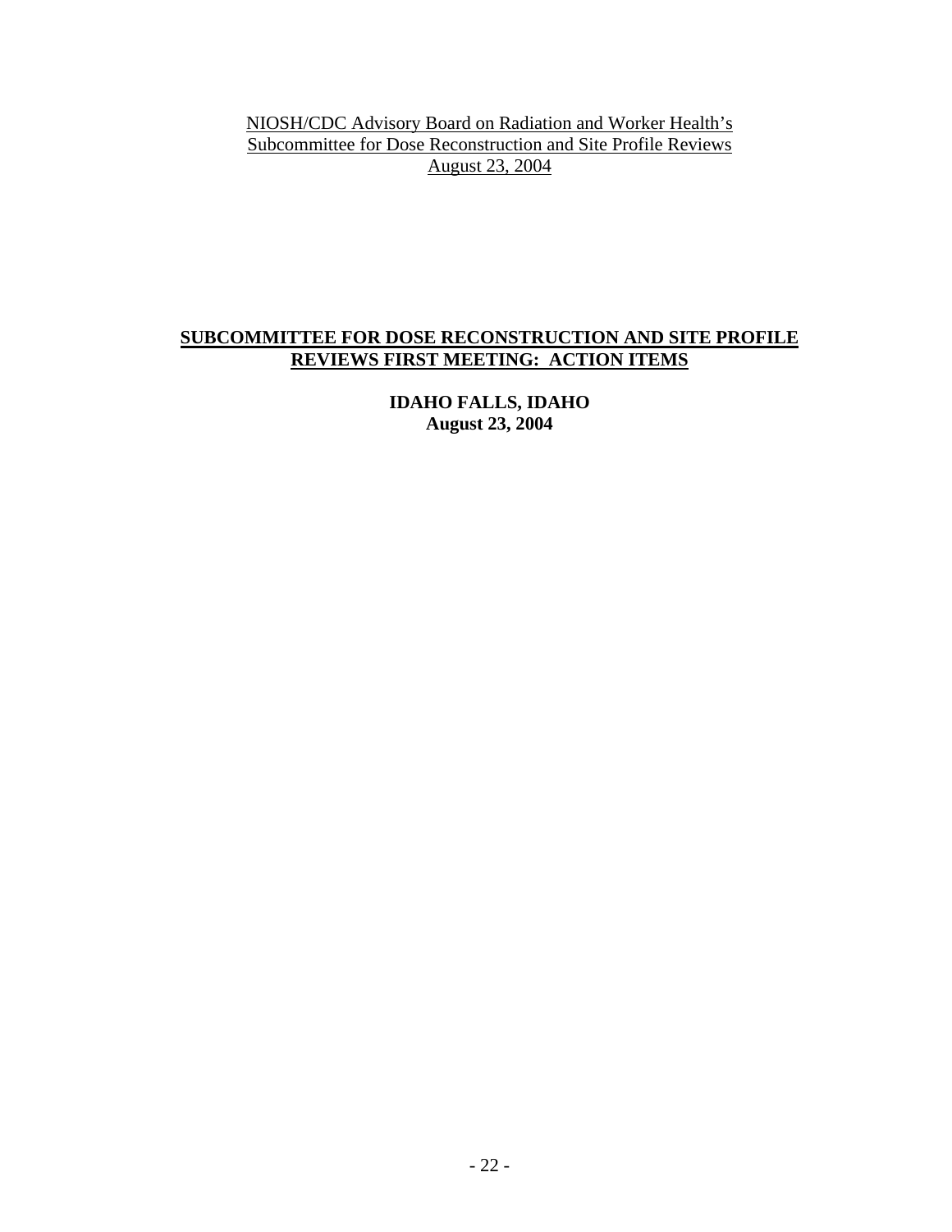# SUBCOMMITTEE FOR DOSE RECONSTRUCTION AND SITE PROFILE REVIEWS FIRST MEETING: ACTION ITEMS

**IDAHO FALLS, IDAHO**
**August 23, 2004**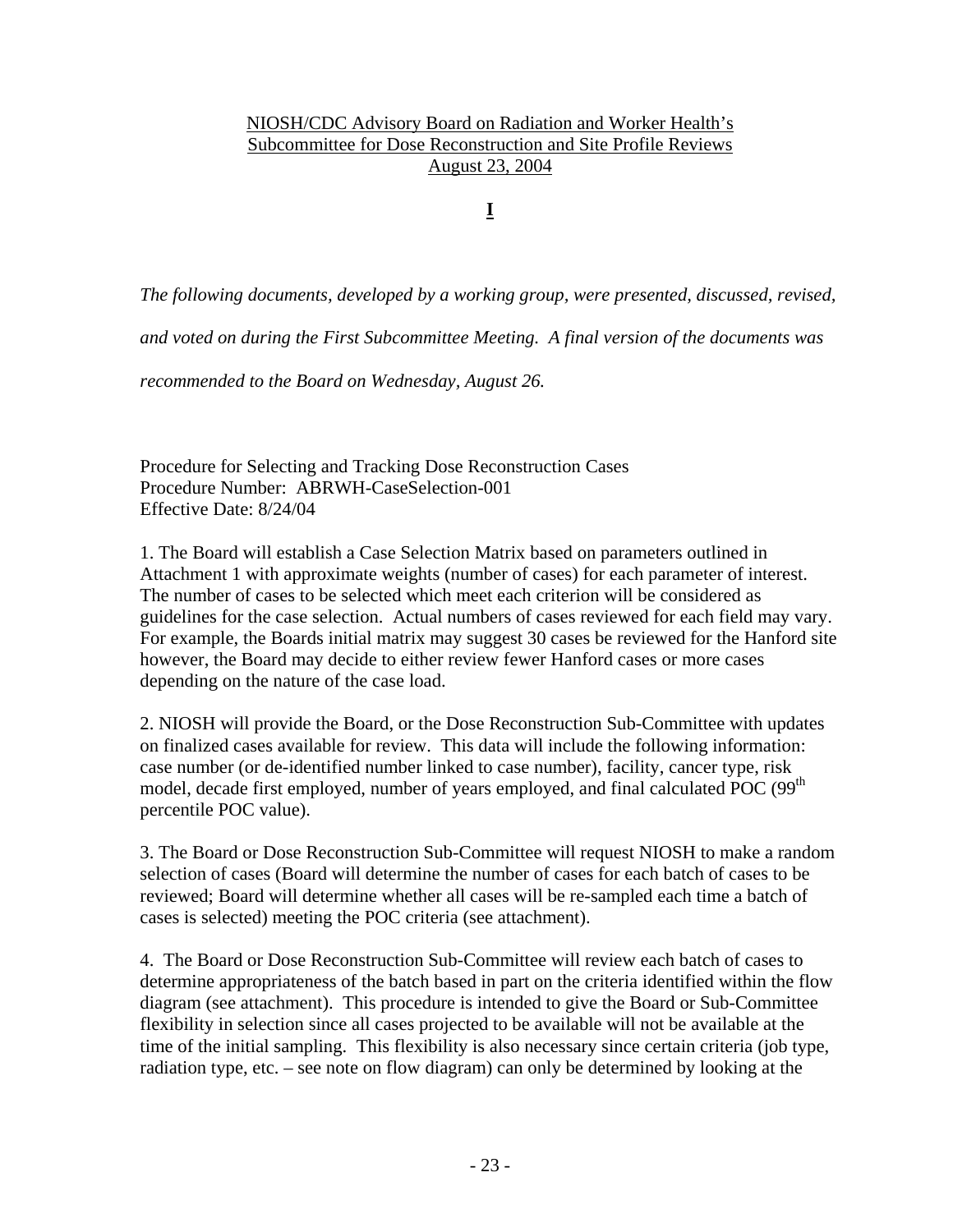NIOSH/CDC Advisory Board on Radiation and Worker Health's
Subcommittee for Dose Reconstruction and Site Profile Reviews
August 23, 2004

**I**

*The following documents, developed by a working group, were presented, discussed, revised, and voted on during the First Subcommittee Meeting. A final version of the documents was recommended to the Board on Wednesday, August 26.*

Procedure for Selecting and Tracking Dose Reconstruction Cases
Procedure Number: ABRWH-CaseSelection-001
Effective Date: 8/24/04

1. The Board will establish a Case Selection Matrix based on parameters outlined in Attachment 1 with approximate weights (number of cases) for each parameter of interest. The number of cases to be selected which meet each criterion will be considered as guidelines for the case selection. Actual numbers of cases reviewed for each field may vary. For example, the Boards initial matrix may suggest 30 cases be reviewed for the Hanford site however, the Board may decide to either review fewer Hanford cases or more cases depending on the nature of the case load.

2. NIOSH will provide the Board, or the Dose Reconstruction Sub-Committee with updates on finalized cases available for review. This data will include the following information: case number (or de-identified number linked to case number), facility, cancer type, risk model, decade first employed, number of years employed, and final calculated POC (99th percentile POC value).

3. The Board or Dose Reconstruction Sub-Committee will request NIOSH to make a random selection of cases (Board will determine the number of cases for each batch of cases to be reviewed; Board will determine whether all cases will be re-sampled each time a batch of cases is selected) meeting the POC criteria (see attachment).

4. The Board or Dose Reconstruction Sub-Committee will review each batch of cases to determine appropriateness of the batch based in part on the criteria identified within the flow diagram (see attachment). This procedure is intended to give the Board or Sub-Committee flexibility in selection since all cases projected to be available will not be available at the time of the initial sampling. This flexibility is also necessary since certain criteria (job type, radiation type, etc. – see note on flow diagram) can only be determined by looking at the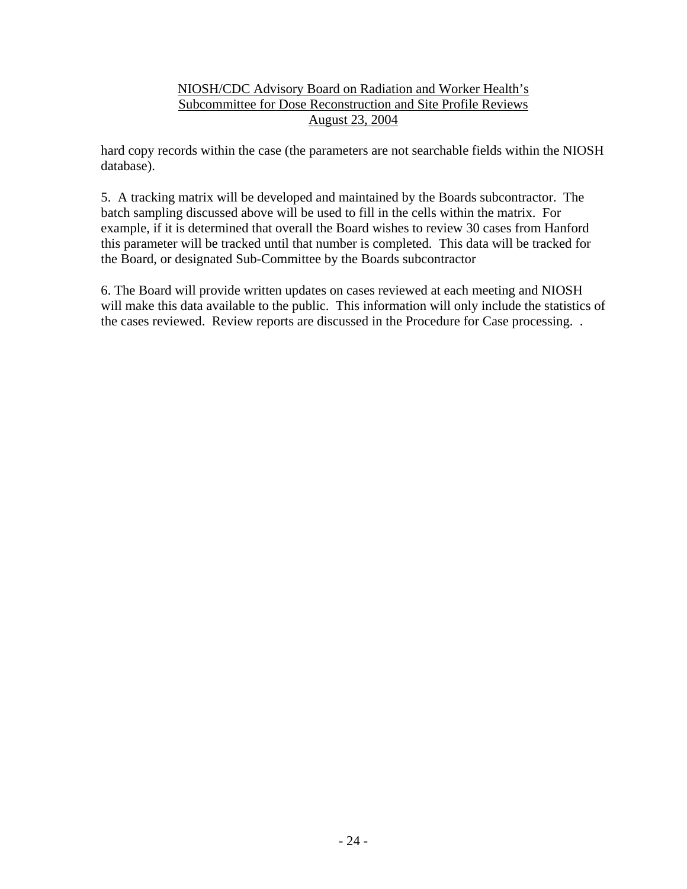hard copy records within the case (the parameters are not searchable fields within the NIOSH database).

5. A tracking matrix will be developed and maintained by the Boards subcontractor. The batch sampling discussed above will be used to fill in the cells within the matrix. For example, if it is determined that overall the Board wishes to review 30 cases from Hanford this parameter will be tracked until that number is completed. This data will be tracked for the Board, or designated Sub-Committee by the Boards subcontractor

6. The Board will provide written updates on cases reviewed at each meeting and NIOSH will make this data available to the public. This information will only include the statistics of the cases reviewed. Review reports are discussed in the Procedure for Case processing. .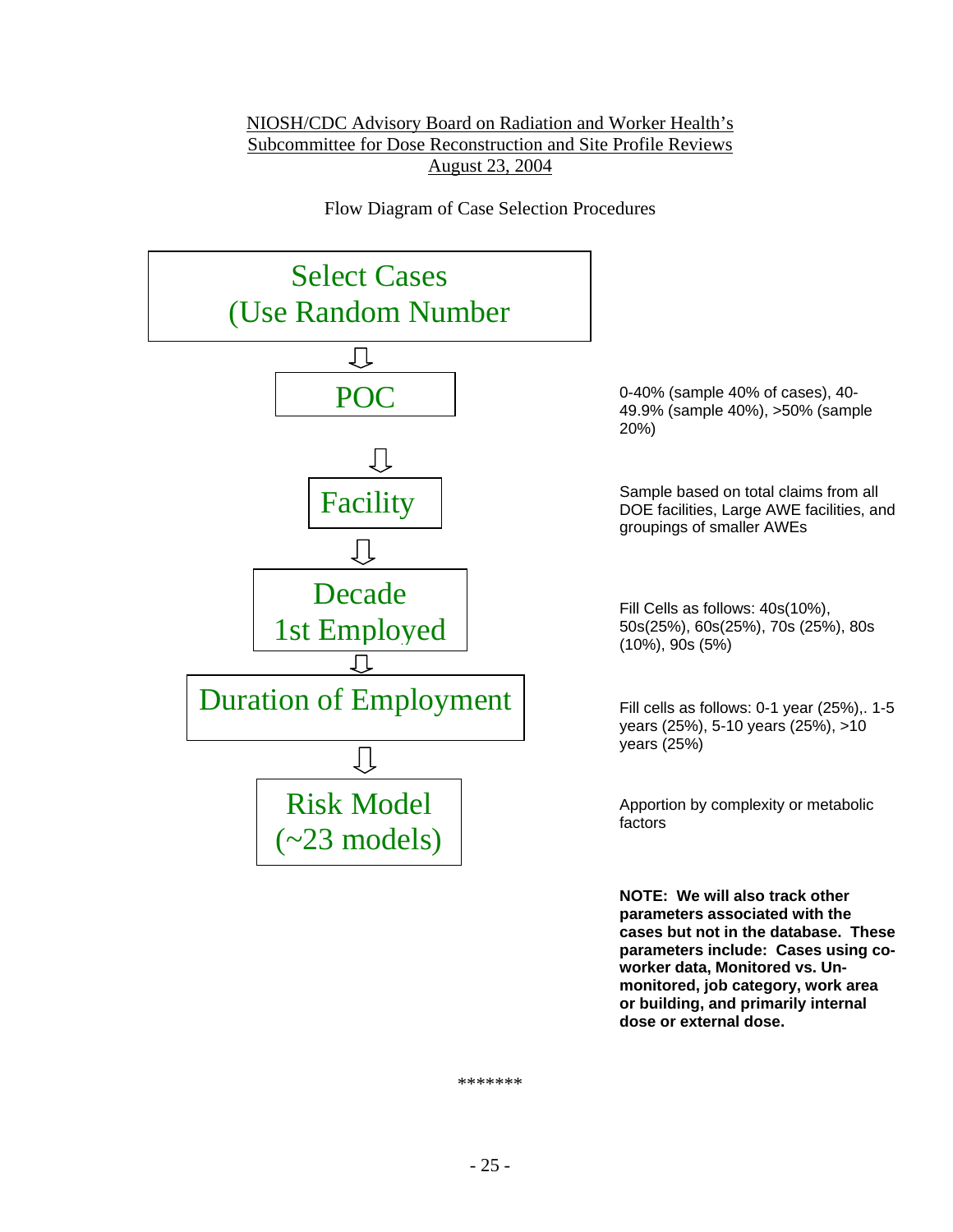NIOSH/CDC Advisory Board on Radiation and Worker Health's
Subcommittee for Dose Reconstruction and Site Profile Reviews
August 23, 2004

Flow Diagram of Case Selection Procedures

Select Cases
(Use Random Number

⇩

POC

0-40% (sample 40% of cases), 40-49.9% (sample 40%), >50% (sample 20%)

⇩

Facility

Sample based on total claims from all DOE facilities, Large AWE facilities, and groupings of smaller AWEs

⇩

Decade
1st Employed

Fill Cells as follows: 40s(10%), 50s(25%), 60s(25%), 70s (25%), 80s (10%), 90s (5%)

⇩

Duration of Employment

Fill cells as follows: 0-1 year (25%),. 1-5 years (25%), 5-10 years (25%), >10 years (25%)

⇩

Risk Model
(~23 models)

Apportion by complexity or metabolic factors

**NOTE: We will also track other parameters associated with the cases but not in the database. These parameters include: Cases using co-worker data, Monitored vs. Un-monitored, job category, work area or building, and primarily internal dose or external dose.**

*******